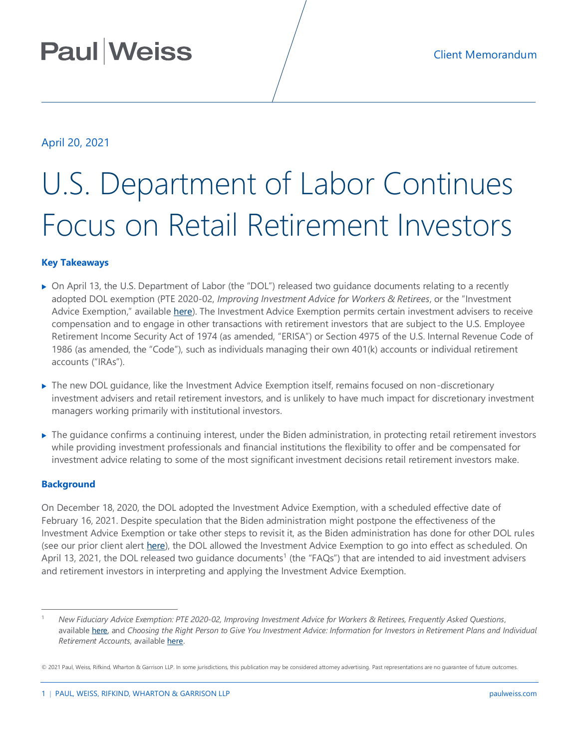Paul | Weiss

Client Memorandum

April 20, 2021

# U.S. Department of Labor Continues Focus on Retail Retirement Investors

### Key Takeaways

- On April 13, the U.S. Department of Labor (the "DOL") released two guidance documents relating to a recently adopted DOL exemption (PTE 2020-02, *Improving Investment Advice for Workers & Retirees*, or the "Investment Advice Exemption," available here). The Investment Advice Exemption permits certain investment advisers to receive compensation and to engage in other transactions with retirement investors that are subject to the U.S. Employee Retirement Income Security Act of 1974 (as amended, "ERISA") or Section 4975 of the U.S. Internal Revenue Code of 1986 (as amended, the "Code"), such as individuals managing their own 401(k) accounts or individual retirement accounts ("IRAs").
- The new DOL guidance, like the Investment Advice Exemption itself, remains focused on non-discretionary investment advisers and retail retirement investors, and is unlikely to have much impact for discretionary investment managers working primarily with institutional investors.
- The guidance confirms a continuing interest, under the Biden administration, in protecting retail retirement investors while providing investment professionals and financial institutions the flexibility to offer and be compensated for investment advice relating to some of the most significant investment decisions retail retirement investors make.

### Background

On December 18, 2020, the DOL adopted the Investment Advice Exemption, with a scheduled effective date of February 16, 2021. Despite speculation that the Biden administration might postpone the effectiveness of the Investment Advice Exemption or take other steps to revisit it, as the Biden administration has done for other DOL rules (see our prior client alert here), the DOL allowed the Investment Advice Exemption to go into effect as scheduled. On April 13, 2021, the DOL released two guidance documents[1] (the "FAQs") that are intended to aid investment advisers and retirement investors in interpreting and applying the Investment Advice Exemption.

---

[1] *New Fiduciary Advice Exemption: PTE 2020-02, Improving Investment Advice for Workers & Retirees, Frequently Asked Questions*, available here, and *Choosing the Right Person to Give You Investment Advice: Information for Investors in Retirement Plans and Individual Retirement Accounts*, available here.

© 2021 Paul, Weiss, Rifkind, Wharton & Garrison LLP. In some jurisdictions, this publication may be considered attorney advertising. Past representations are no guarantee of future outcomes.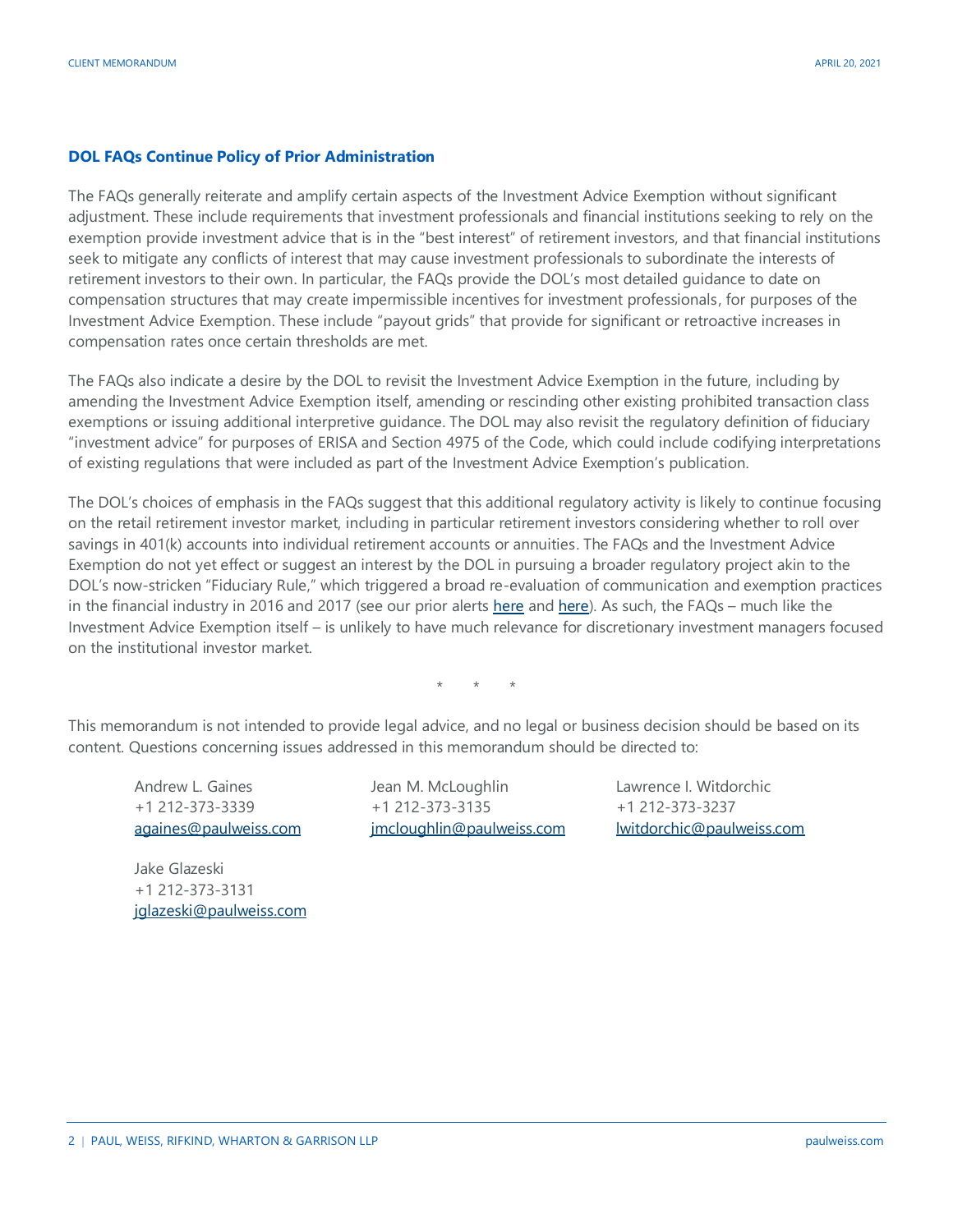### DOL FAQs Continue Policy of Prior Administration

The FAQs generally reiterate and amplify certain aspects of the Investment Advice Exemption without significant adjustment. These include requirements that investment professionals and financial institutions seeking to rely on the exemption provide investment advice that is in the "best interest" of retirement investors, and that financial institutions seek to mitigate any conflicts of interest that may cause investment professionals to subordinate the interests of retirement investors to their own. In particular, the FAQs provide the DOL's most detailed guidance to date on compensation structures that may create impermissible incentives for investment professionals, for purposes of the Investment Advice Exemption. These include "payout grids" that provide for significant or retroactive increases in compensation rates once certain thresholds are met.

The FAQs also indicate a desire by the DOL to revisit the Investment Advice Exemption in the future, including by amending the Investment Advice Exemption itself, amending or rescinding other existing prohibited transaction class exemptions or issuing additional interpretive guidance. The DOL may also revisit the regulatory definition of fiduciary "investment advice" for purposes of ERISA and Section 4975 of the Code, which could include codifying interpretations of existing regulations that were included as part of the Investment Advice Exemption's publication.

The DOL's choices of emphasis in the FAQs suggest that this additional regulatory activity is likely to continue focusing on the retail retirement investor market, including in particular retirement investors considering whether to roll over savings in 401(k) accounts into individual retirement accounts or annuities. The FAQs and the Investment Advice Exemption do not yet effect or suggest an interest by the DOL in pursuing a broader regulatory project akin to the DOL's now-stricken "Fiduciary Rule," which triggered a broad re-evaluation of communication and exemption practices in the financial industry in 2016 and 2017 (see our prior alerts here and here). As such, the FAQs – much like the Investment Advice Exemption itself – is unlikely to have much relevance for discretionary investment managers focused on the institutional investor market.

\*       \*       \*

This memorandum is not intended to provide legal advice, and no legal or business decision should be based on its content. Questions concerning issues addressed in this memorandum should be directed to:

Andrew L. Gaines
+1 212-373-3339
againes@paulweiss.com

Jean M. McLoughlin
+1 212-373-3135
jmcloughlin@paulweiss.com

Lawrence I. Witdorchic
+1 212-373-3237
lwitdorchic@paulweiss.com

Jake Glazeski
+1 212-373-3131
jglazeski@paulweiss.com